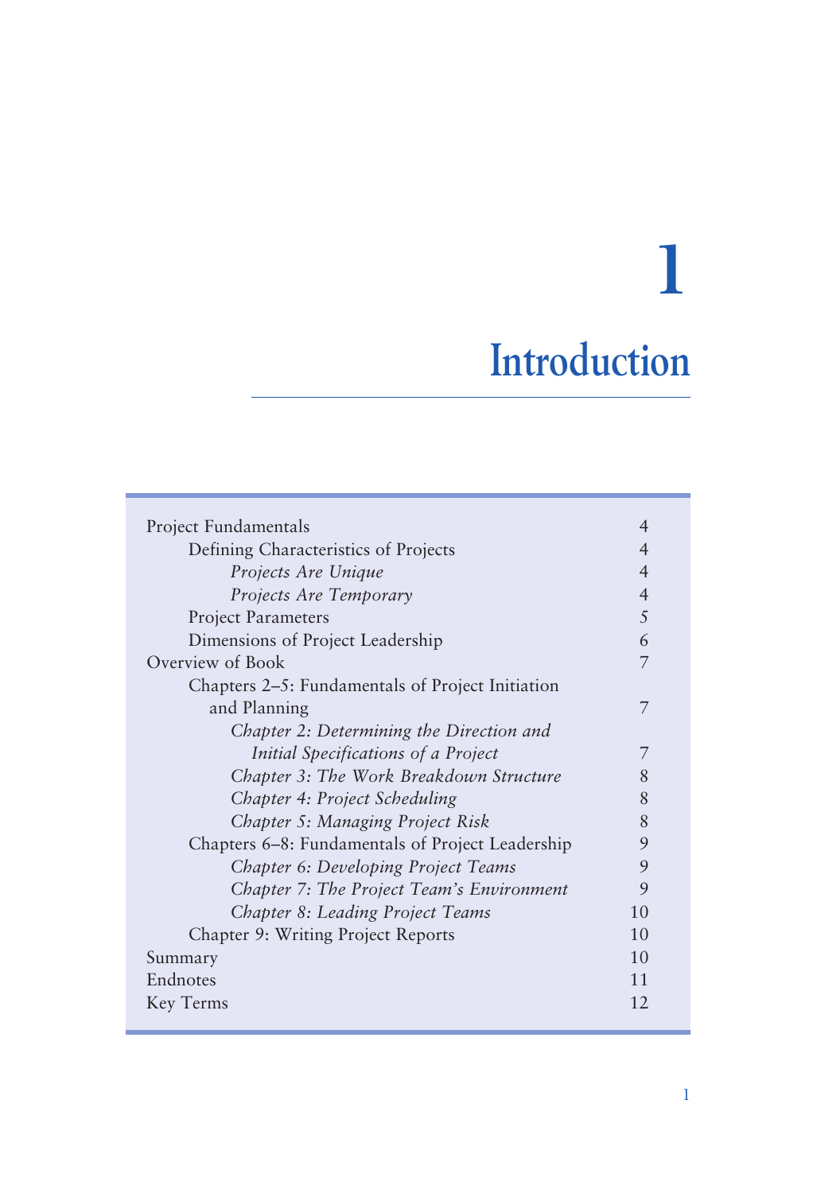# 1

# Introduction

| | |
|---|---|
| Project Fundamentals | 4 |
| Defining Characteristics of Projects | 4 |
| *Projects Are Unique* | 4 |
| *Projects Are Temporary* | 4 |
| Project Parameters | 5 |
| Dimensions of Project Leadership | 6 |
| Overview of Book | 7 |
| Chapters 2–5: Fundamentals of Project Initiation and Planning | 7 |
| *Chapter 2: Determining the Direction and Initial Specifications of a Project* | 7 |
| *Chapter 3: The Work Breakdown Structure* | 8 |
| *Chapter 4: Project Scheduling* | 8 |
| *Chapter 5: Managing Project Risk* | 8 |
| Chapters 6–8: Fundamentals of Project Leadership | 9 |
| *Chapter 6: Developing Project Teams* | 9 |
| *Chapter 7: The Project Team's Environment* | 9 |
| *Chapter 8: Leading Project Teams* | 10 |
| Chapter 9: Writing Project Reports | 10 |
| Summary | 10 |
| Endnotes | 11 |
| Key Terms | 12 |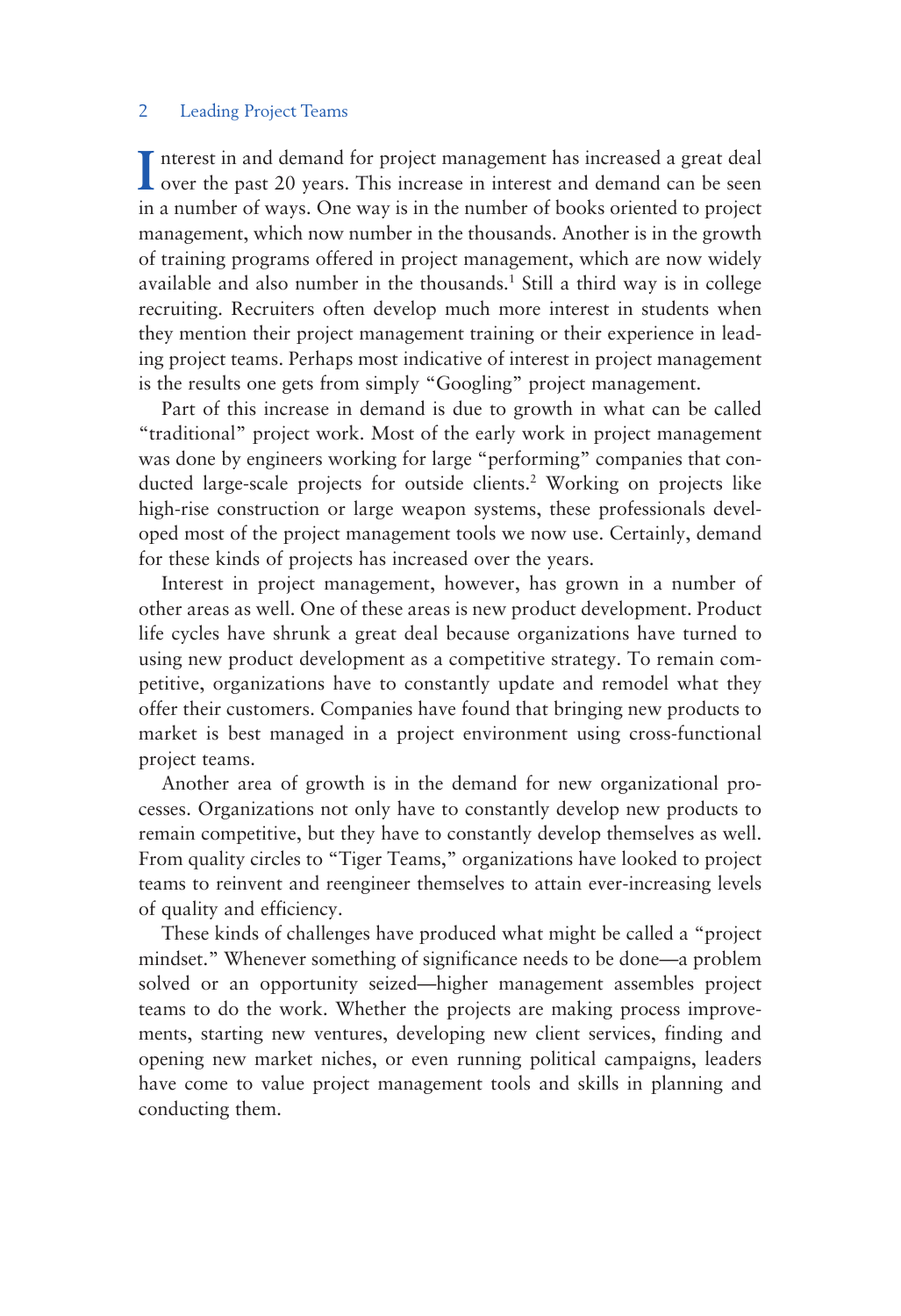Interest in and demand for project management has increased a great deal over the past 20 years. This increase in interest and demand can be seen in a number of ways. One way is in the number of books oriented to project management, which now number in the thousands. Another is in the growth of training programs offered in project management, which are now widely available and also number in the thousands.[1] Still a third way is in college recruiting. Recruiters often develop much more interest in students when they mention their project management training or their experience in leading project teams. Perhaps most indicative of interest in project management is the results one gets from simply "Googling" project management.

Part of this increase in demand is due to growth in what can be called "traditional" project work. Most of the early work in project management was done by engineers working for large "performing" companies that conducted large-scale projects for outside clients.[2] Working on projects like high-rise construction or large weapon systems, these professionals developed most of the project management tools we now use. Certainly, demand for these kinds of projects has increased over the years.

Interest in project management, however, has grown in a number of other areas as well. One of these areas is new product development. Product life cycles have shrunk a great deal because organizations have turned to using new product development as a competitive strategy. To remain competitive, organizations have to constantly update and remodel what they offer their customers. Companies have found that bringing new products to market is best managed in a project environment using cross-functional project teams.

Another area of growth is in the demand for new organizational processes. Organizations not only have to constantly develop new products to remain competitive, but they have to constantly develop themselves as well. From quality circles to "Tiger Teams," organizations have looked to project teams to reinvent and reengineer themselves to attain ever-increasing levels of quality and efficiency.

These kinds of challenges have produced what might be called a "project mindset." Whenever something of significance needs to be done—a problem solved or an opportunity seized—higher management assembles project teams to do the work. Whether the projects are making process improvements, starting new ventures, developing new client services, finding and opening new market niches, or even running political campaigns, leaders have come to value project management tools and skills in planning and conducting them.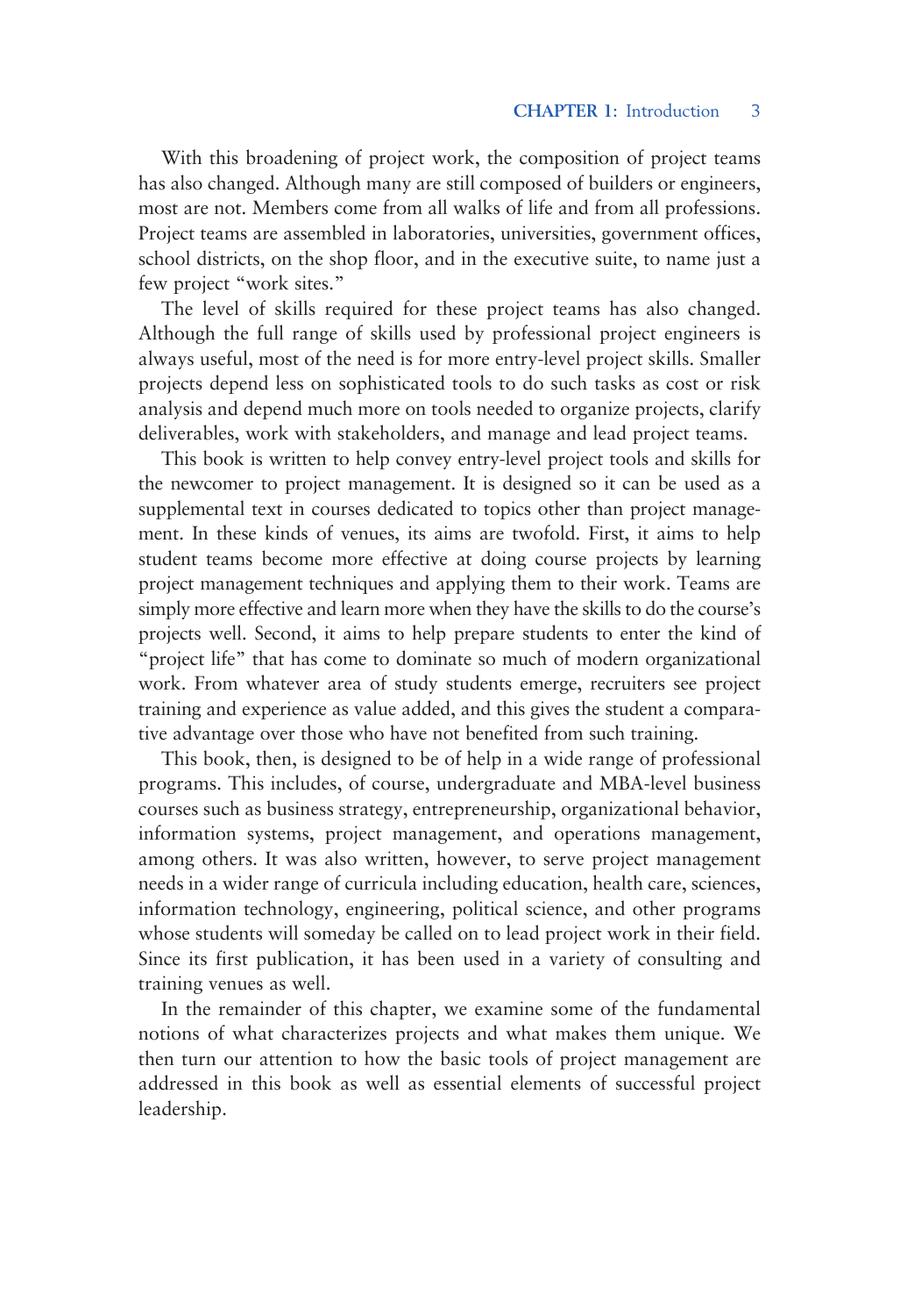With this broadening of project work, the composition of project teams has also changed. Although many are still composed of builders or engineers, most are not. Members come from all walks of life and from all professions. Project teams are assembled in laboratories, universities, government offices, school districts, on the shop floor, and in the executive suite, to name just a few project "work sites."

The level of skills required for these project teams has also changed. Although the full range of skills used by professional project engineers is always useful, most of the need is for more entry-level project skills. Smaller projects depend less on sophisticated tools to do such tasks as cost or risk analysis and depend much more on tools needed to organize projects, clarify deliverables, work with stakeholders, and manage and lead project teams.

This book is written to help convey entry-level project tools and skills for the newcomer to project management. It is designed so it can be used as a supplemental text in courses dedicated to topics other than project management. In these kinds of venues, its aims are twofold. First, it aims to help student teams become more effective at doing course projects by learning project management techniques and applying them to their work. Teams are simply more effective and learn more when they have the skills to do the course's projects well. Second, it aims to help prepare students to enter the kind of "project life" that has come to dominate so much of modern organizational work. From whatever area of study students emerge, recruiters see project training and experience as value added, and this gives the student a comparative advantage over those who have not benefited from such training.

This book, then, is designed to be of help in a wide range of professional programs. This includes, of course, undergraduate and MBA-level business courses such as business strategy, entrepreneurship, organizational behavior, information systems, project management, and operations management, among others. It was also written, however, to serve project management needs in a wider range of curricula including education, health care, sciences, information technology, engineering, political science, and other programs whose students will someday be called on to lead project work in their field. Since its first publication, it has been used in a variety of consulting and training venues as well.

In the remainder of this chapter, we examine some of the fundamental notions of what characterizes projects and what makes them unique. We then turn our attention to how the basic tools of project management are addressed in this book as well as essential elements of successful project leadership.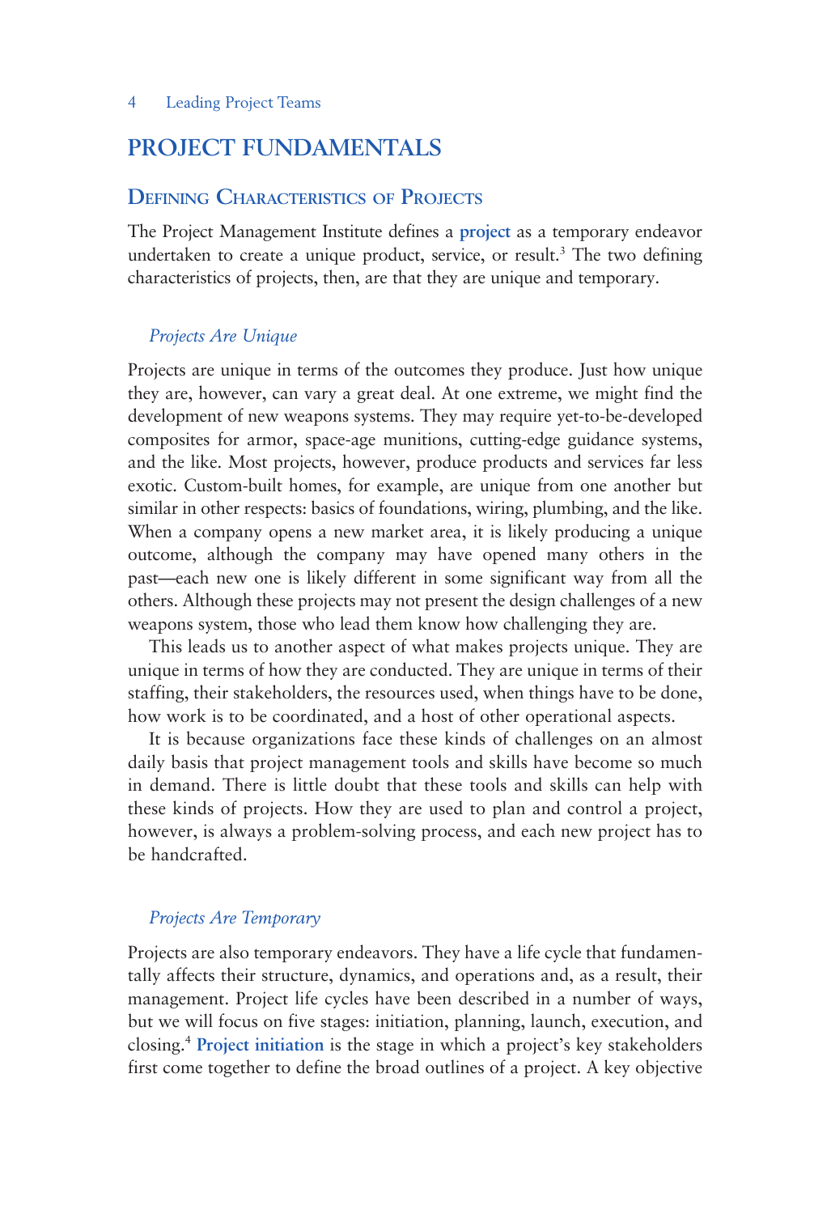## PROJECT FUNDAMENTALS

### Defining Characteristics of Projects

The Project Management Institute defines a **project** as a temporary endeavor undertaken to create a unique product, service, or result.[3] The two defining characteristics of projects, then, are that they are unique and temporary.

#### *Projects Are Unique*

Projects are unique in terms of the outcomes they produce. Just how unique they are, however, can vary a great deal. At one extreme, we might find the development of new weapons systems. They may require yet-to-be-developed composites for armor, space-age munitions, cutting-edge guidance systems, and the like. Most projects, however, produce products and services far less exotic. Custom-built homes, for example, are unique from one another but similar in other respects: basics of foundations, wiring, plumbing, and the like. When a company opens a new market area, it is likely producing a unique outcome, although the company may have opened many others in the past—each new one is likely different in some significant way from all the others. Although these projects may not present the design challenges of a new weapons system, those who lead them know how challenging they are.

This leads us to another aspect of what makes projects unique. They are unique in terms of how they are conducted. They are unique in terms of their staffing, their stakeholders, the resources used, when things have to be done, how work is to be coordinated, and a host of other operational aspects.

It is because organizations face these kinds of challenges on an almost daily basis that project management tools and skills have become so much in demand. There is little doubt that these tools and skills can help with these kinds of projects. How they are used to plan and control a project, however, is always a problem-solving process, and each new project has to be handcrafted.

#### *Projects Are Temporary*

Projects are also temporary endeavors. They have a life cycle that fundamentally affects their structure, dynamics, and operations and, as a result, their management. Project life cycles have been described in a number of ways, but we will focus on five stages: initiation, planning, launch, execution, and closing.[4] **Project initiation** is the stage in which a project's key stakeholders first come together to define the broad outlines of a project. A key objective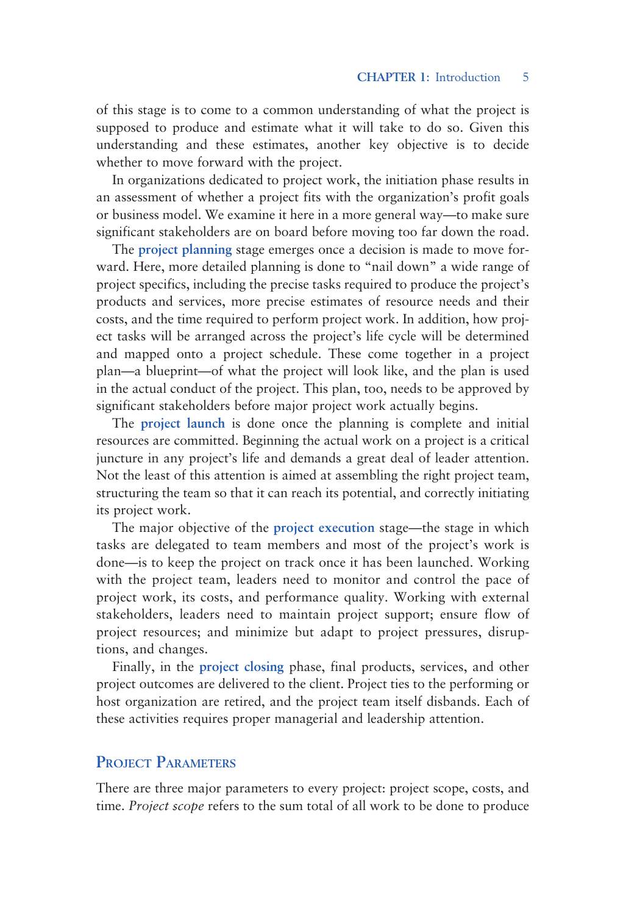of this stage is to come to a common understanding of what the project is supposed to produce and estimate what it will take to do so. Given this understanding and these estimates, another key objective is to decide whether to move forward with the project.

In organizations dedicated to project work, the initiation phase results in an assessment of whether a project fits with the organization's profit goals or business model. We examine it here in a more general way—to make sure significant stakeholders are on board before moving too far down the road.

The **project planning** stage emerges once a decision is made to move forward. Here, more detailed planning is done to "nail down" a wide range of project specifics, including the precise tasks required to produce the project's products and services, more precise estimates of resource needs and their costs, and the time required to perform project work. In addition, how project tasks will be arranged across the project's life cycle will be determined and mapped onto a project schedule. These come together in a project plan—a blueprint—of what the project will look like, and the plan is used in the actual conduct of the project. This plan, too, needs to be approved by significant stakeholders before major project work actually begins.

The **project launch** is done once the planning is complete and initial resources are committed. Beginning the actual work on a project is a critical juncture in any project's life and demands a great deal of leader attention. Not the least of this attention is aimed at assembling the right project team, structuring the team so that it can reach its potential, and correctly initiating its project work.

The major objective of the **project execution** stage—the stage in which tasks are delegated to team members and most of the project's work is done—is to keep the project on track once it has been launched. Working with the project team, leaders need to monitor and control the pace of project work, its costs, and performance quality. Working with external stakeholders, leaders need to maintain project support; ensure flow of project resources; and minimize but adapt to project pressures, disruptions, and changes.

Finally, in the **project closing** phase, final products, services, and other project outcomes are delivered to the client. Project ties to the performing or host organization are retired, and the project team itself disbands. Each of these activities requires proper managerial and leadership attention.

## Project Parameters

There are three major parameters to every project: project scope, costs, and time. *Project scope* refers to the sum total of all work to be done to produce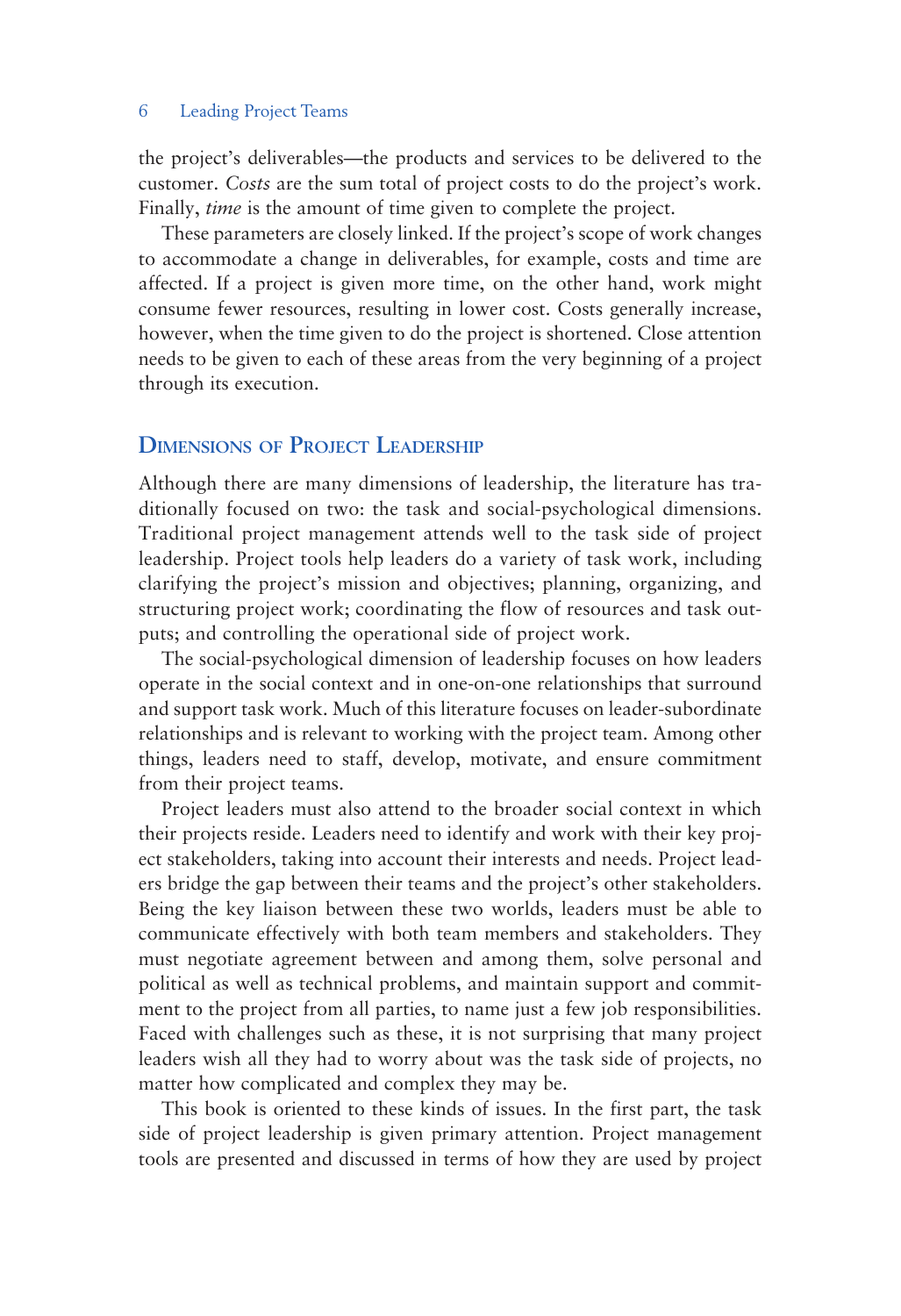the project's deliverables—the products and services to be delivered to the customer. *Costs* are the sum total of project costs to do the project's work. Finally, *time* is the amount of time given to complete the project.

These parameters are closely linked. If the project's scope of work changes to accommodate a change in deliverables, for example, costs and time are affected. If a project is given more time, on the other hand, work might consume fewer resources, resulting in lower cost. Costs generally increase, however, when the time given to do the project is shortened. Close attention needs to be given to each of these areas from the very beginning of a project through its execution.

## Dimensions of Project Leadership

Although there are many dimensions of leadership, the literature has traditionally focused on two: the task and social-psychological dimensions. Traditional project management attends well to the task side of project leadership. Project tools help leaders do a variety of task work, including clarifying the project's mission and objectives; planning, organizing, and structuring project work; coordinating the flow of resources and task outputs; and controlling the operational side of project work.

The social-psychological dimension of leadership focuses on how leaders operate in the social context and in one-on-one relationships that surround and support task work. Much of this literature focuses on leader-subordinate relationships and is relevant to working with the project team. Among other things, leaders need to staff, develop, motivate, and ensure commitment from their project teams.

Project leaders must also attend to the broader social context in which their projects reside. Leaders need to identify and work with their key project stakeholders, taking into account their interests and needs. Project leaders bridge the gap between their teams and the project's other stakeholders. Being the key liaison between these two worlds, leaders must be able to communicate effectively with both team members and stakeholders. They must negotiate agreement between and among them, solve personal and political as well as technical problems, and maintain support and commitment to the project from all parties, to name just a few job responsibilities. Faced with challenges such as these, it is not surprising that many project leaders wish all they had to worry about was the task side of projects, no matter how complicated and complex they may be.

This book is oriented to these kinds of issues. In the first part, the task side of project leadership is given primary attention. Project management tools are presented and discussed in terms of how they are used by project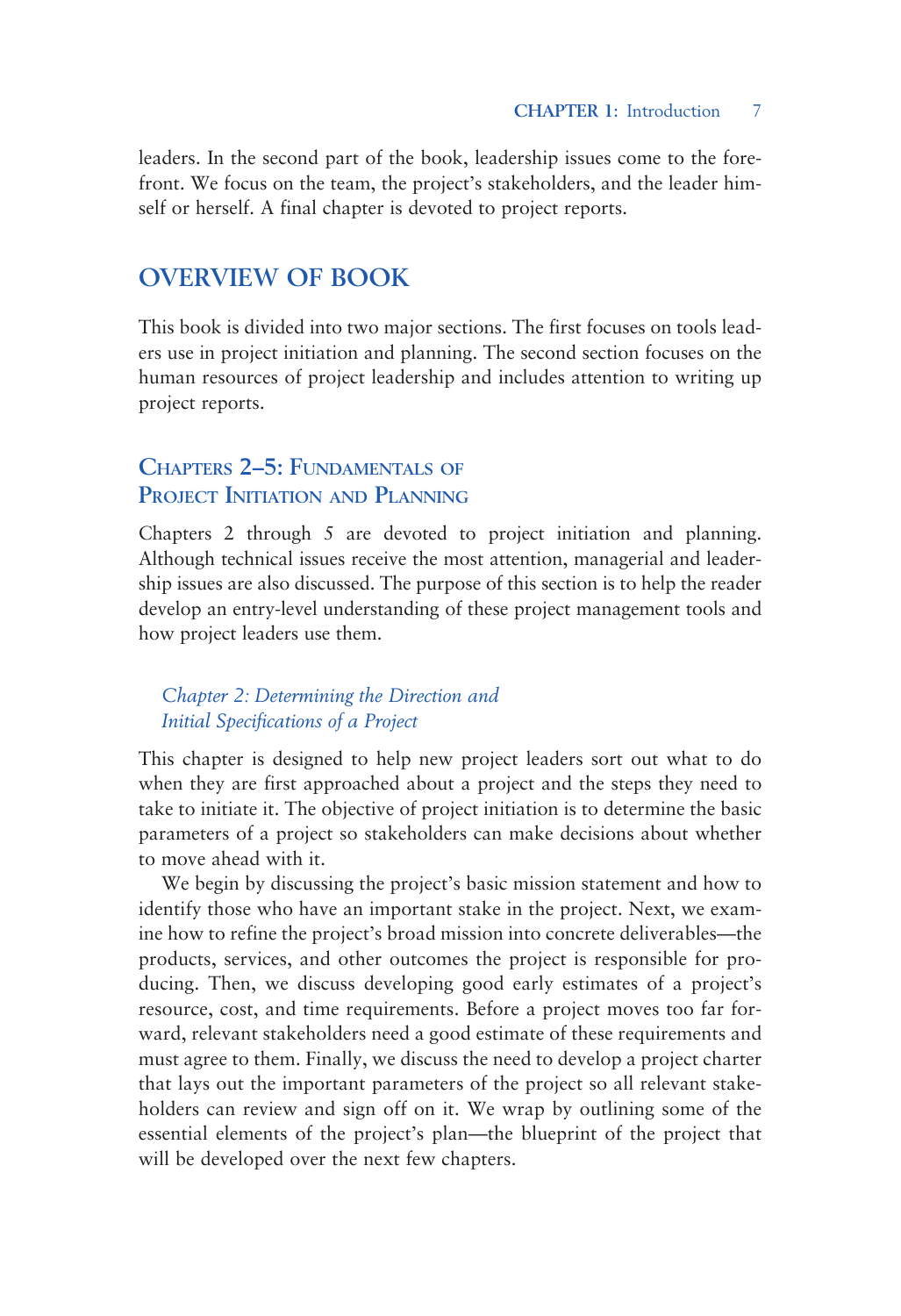leaders. In the second part of the book, leadership issues come to the forefront. We focus on the team, the project's stakeholders, and the leader himself or herself. A final chapter is devoted to project reports.

## OVERVIEW OF BOOK

This book is divided into two major sections. The first focuses on tools leaders use in project initiation and planning. The second section focuses on the human resources of project leadership and includes attention to writing up project reports.

### Chapters 2–5: Fundamentals of Project Initiation and Planning

Chapters 2 through 5 are devoted to project initiation and planning. Although technical issues receive the most attention, managerial and leadership issues are also discussed. The purpose of this section is to help the reader develop an entry-level understanding of these project management tools and how project leaders use them.

#### *Chapter 2: Determining the Direction and Initial Specifications of a Project*

This chapter is designed to help new project leaders sort out what to do when they are first approached about a project and the steps they need to take to initiate it. The objective of project initiation is to determine the basic parameters of a project so stakeholders can make decisions about whether to move ahead with it.

We begin by discussing the project's basic mission statement and how to identify those who have an important stake in the project. Next, we examine how to refine the project's broad mission into concrete deliverables—the products, services, and other outcomes the project is responsible for producing. Then, we discuss developing good early estimates of a project's resource, cost, and time requirements. Before a project moves too far forward, relevant stakeholders need a good estimate of these requirements and must agree to them. Finally, we discuss the need to develop a project charter that lays out the important parameters of the project so all relevant stakeholders can review and sign off on it. We wrap by outlining some of the essential elements of the project's plan—the blueprint of the project that will be developed over the next few chapters.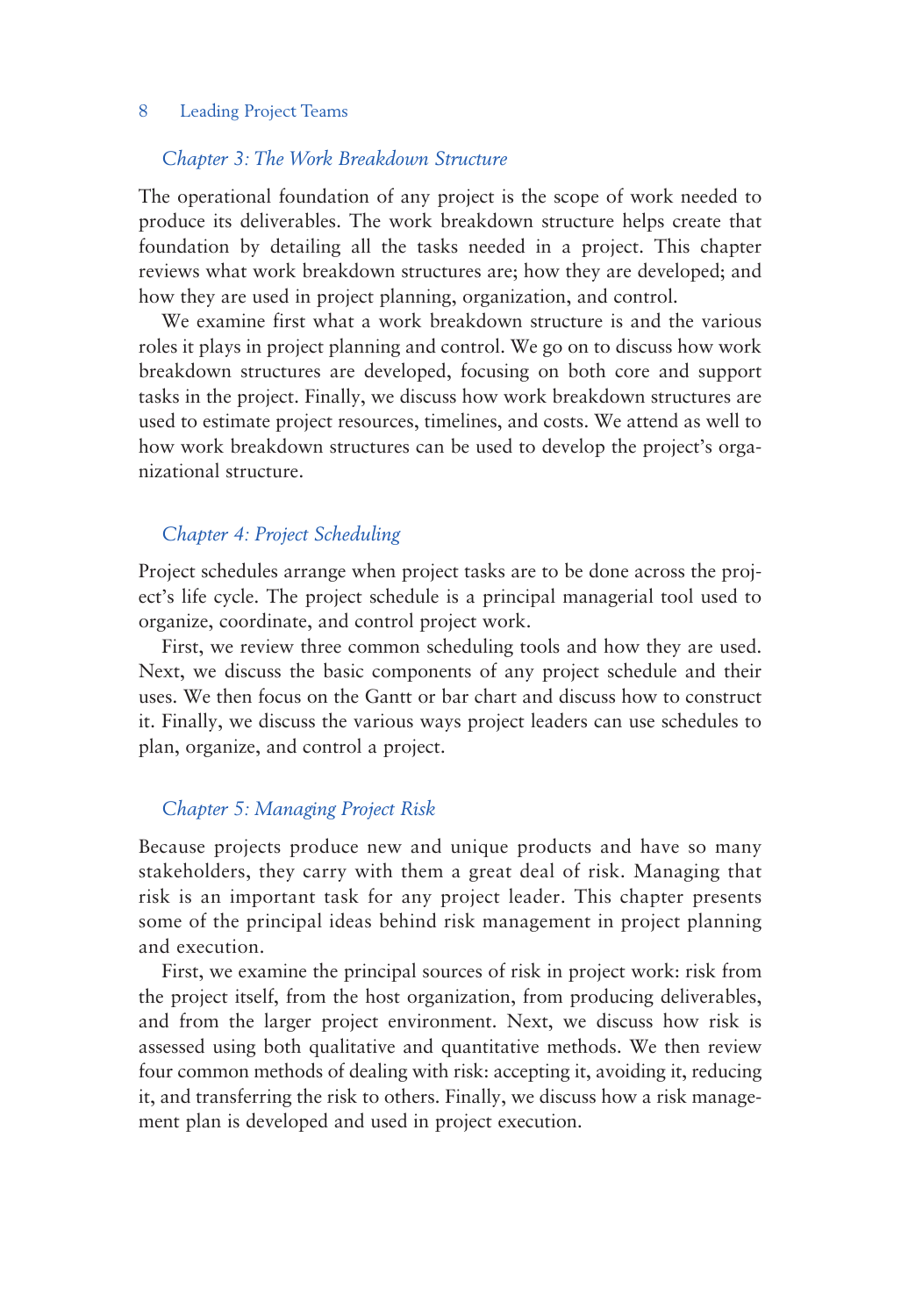### *Chapter 3: The Work Breakdown Structure*

The operational foundation of any project is the scope of work needed to produce its deliverables. The work breakdown structure helps create that foundation by detailing all the tasks needed in a project. This chapter reviews what work breakdown structures are; how they are developed; and how they are used in project planning, organization, and control.

We examine first what a work breakdown structure is and the various roles it plays in project planning and control. We go on to discuss how work breakdown structures are developed, focusing on both core and support tasks in the project. Finally, we discuss how work breakdown structures are used to estimate project resources, timelines, and costs. We attend as well to how work breakdown structures can be used to develop the project's organizational structure.

### *Chapter 4: Project Scheduling*

Project schedules arrange when project tasks are to be done across the project's life cycle. The project schedule is a principal managerial tool used to organize, coordinate, and control project work.

First, we review three common scheduling tools and how they are used. Next, we discuss the basic components of any project schedule and their uses. We then focus on the Gantt or bar chart and discuss how to construct it. Finally, we discuss the various ways project leaders can use schedules to plan, organize, and control a project.

### *Chapter 5: Managing Project Risk*

Because projects produce new and unique products and have so many stakeholders, they carry with them a great deal of risk. Managing that risk is an important task for any project leader. This chapter presents some of the principal ideas behind risk management in project planning and execution.

First, we examine the principal sources of risk in project work: risk from the project itself, from the host organization, from producing deliverables, and from the larger project environment. Next, we discuss how risk is assessed using both qualitative and quantitative methods. We then review four common methods of dealing with risk: accepting it, avoiding it, reducing it, and transferring the risk to others. Finally, we discuss how a risk management plan is developed and used in project execution.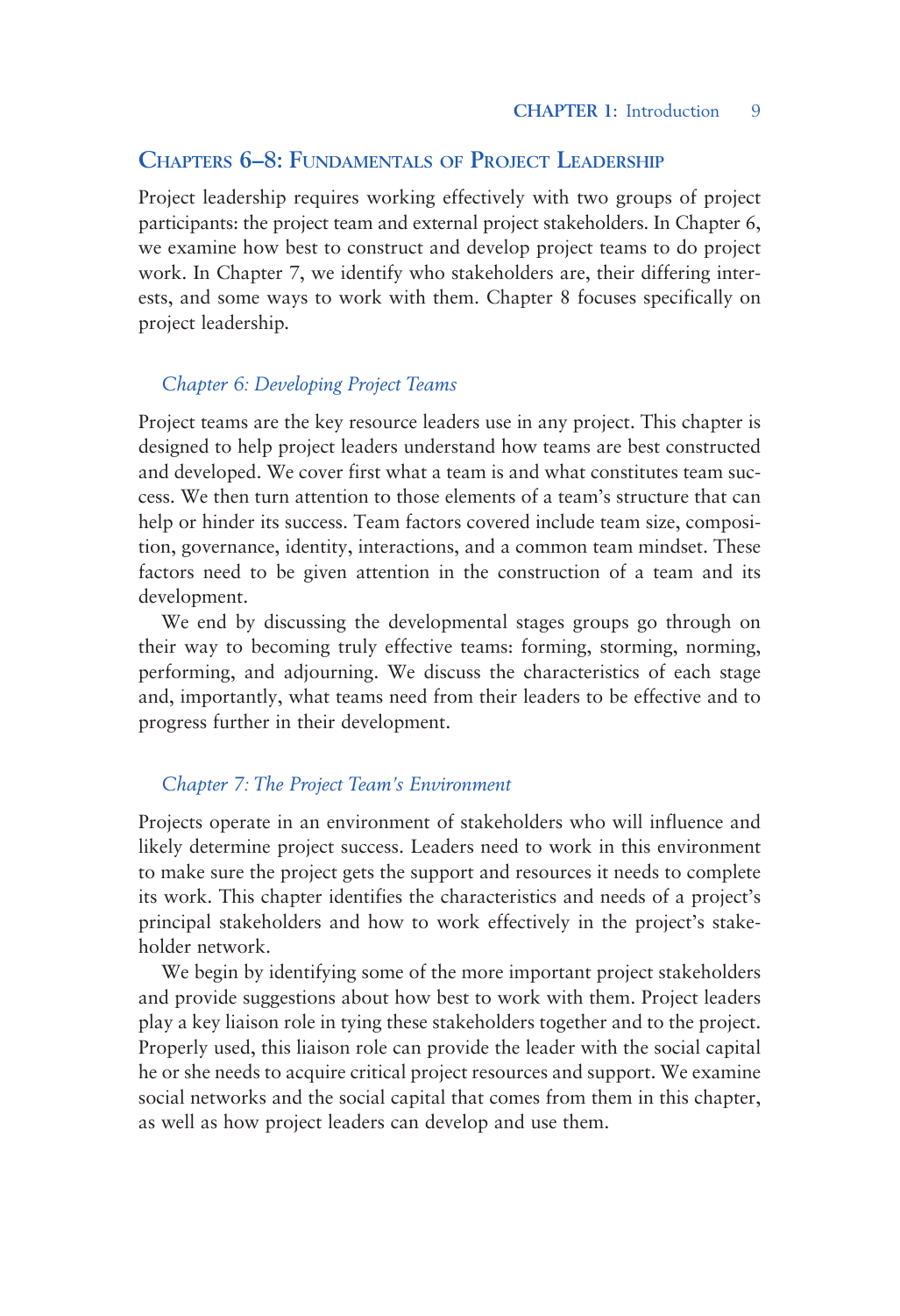## Chapters 6–8: Fundamentals of Project Leadership

Project leadership requires working effectively with two groups of project participants: the project team and external project stakeholders. In Chapter 6, we examine how best to construct and develop project teams to do project work. In Chapter 7, we identify who stakeholders are, their differing interests, and some ways to work with them. Chapter 8 focuses specifically on project leadership.

### *Chapter 6: Developing Project Teams*

Project teams are the key resource leaders use in any project. This chapter is designed to help project leaders understand how teams are best constructed and developed. We cover first what a team is and what constitutes team success. We then turn attention to those elements of a team's structure that can help or hinder its success. Team factors covered include team size, composition, governance, identity, interactions, and a common team mindset. These factors need to be given attention in the construction of a team and its development.

We end by discussing the developmental stages groups go through on their way to becoming truly effective teams: forming, storming, norming, performing, and adjourning. We discuss the characteristics of each stage and, importantly, what teams need from their leaders to be effective and to progress further in their development.

### *Chapter 7: The Project Team's Environment*

Projects operate in an environment of stakeholders who will influence and likely determine project success. Leaders need to work in this environment to make sure the project gets the support and resources it needs to complete its work. This chapter identifies the characteristics and needs of a project's principal stakeholders and how to work effectively in the project's stakeholder network.

We begin by identifying some of the more important project stakeholders and provide suggestions about how best to work with them. Project leaders play a key liaison role in tying these stakeholders together and to the project. Properly used, this liaison role can provide the leader with the social capital he or she needs to acquire critical project resources and support. We examine social networks and the social capital that comes from them in this chapter, as well as how project leaders can develop and use them.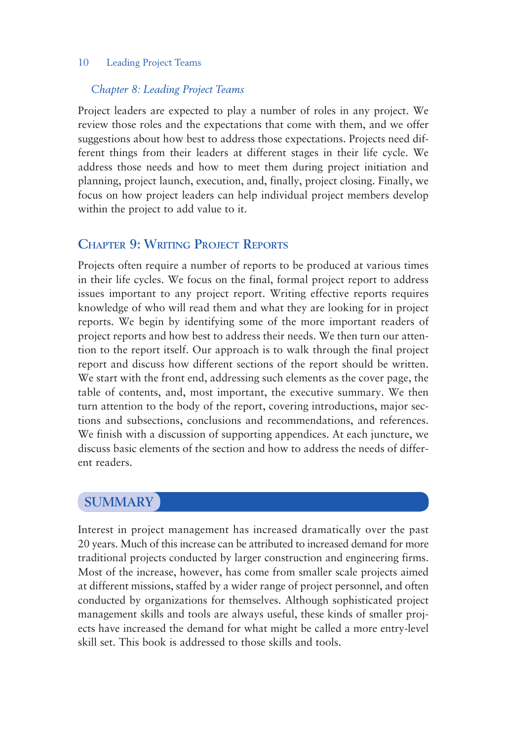*Chapter 8: Leading Project Teams*

Project leaders are expected to play a number of roles in any project. We review those roles and the expectations that come with them, and we offer suggestions about how best to address those expectations. Projects need different things from their leaders at different stages in their life cycle. We address those needs and how to meet them during project initiation and planning, project launch, execution, and, finally, project closing. Finally, we focus on how project leaders can help individual project members develop within the project to add value to it.

## Chapter 9: Writing Project Reports

Projects often require a number of reports to be produced at various times in their life cycles. We focus on the final, formal project report to address issues important to any project report. Writing effective reports requires knowledge of who will read them and what they are looking for in project reports. We begin by identifying some of the more important readers of project reports and how best to address their needs. We then turn our attention to the report itself. Our approach is to walk through the final project report and discuss how different sections of the report should be written. We start with the front end, addressing such elements as the cover page, the table of contents, and, most important, the executive summary. We then turn attention to the body of the report, covering introductions, major sections and subsections, conclusions and recommendations, and references. We finish with a discussion of supporting appendices. At each juncture, we discuss basic elements of the section and how to address the needs of different readers.

# SUMMARY

Interest in project management has increased dramatically over the past 20 years. Much of this increase can be attributed to increased demand for more traditional projects conducted by larger construction and engineering firms. Most of the increase, however, has come from smaller scale projects aimed at different missions, staffed by a wider range of project personnel, and often conducted by organizations for themselves. Although sophisticated project management skills and tools are always useful, these kinds of smaller projects have increased the demand for what might be called a more entry-level skill set. This book is addressed to those skills and tools.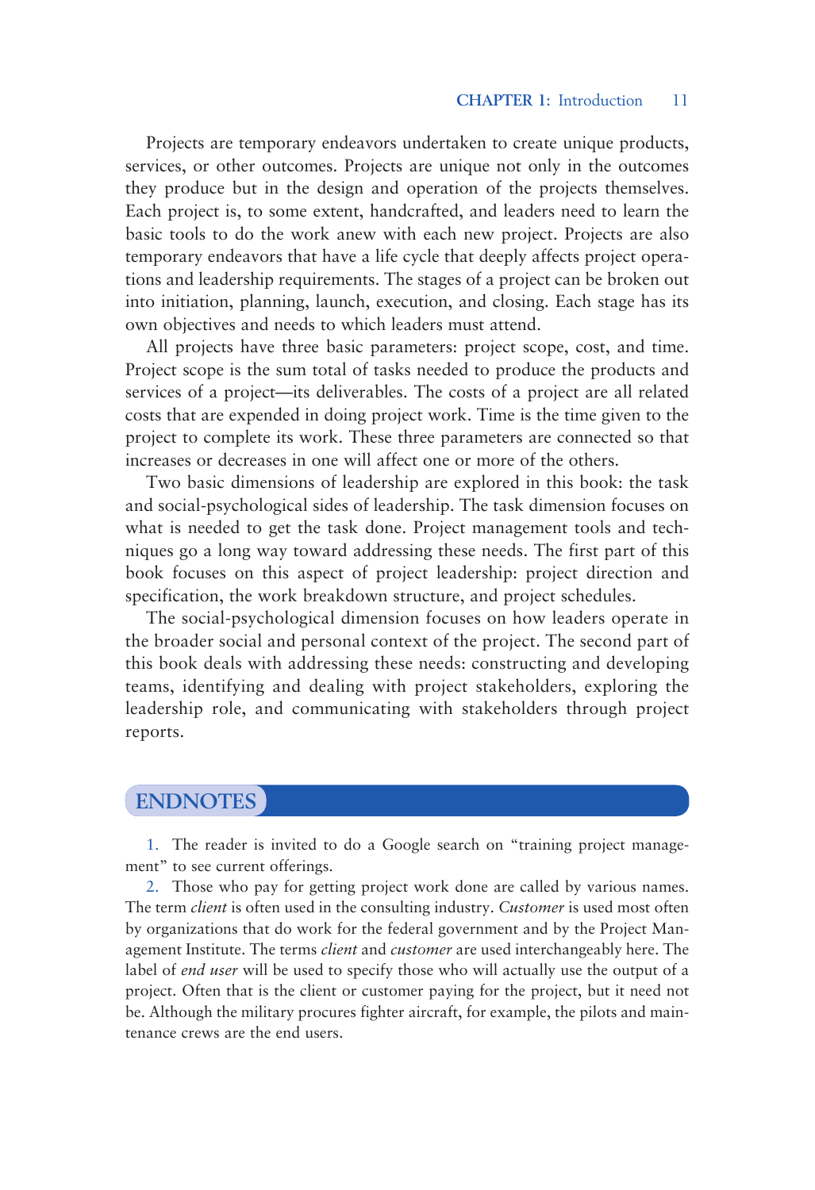Projects are temporary endeavors undertaken to create unique products, services, or other outcomes. Projects are unique not only in the outcomes they produce but in the design and operation of the projects themselves. Each project is, to some extent, handcrafted, and leaders need to learn the basic tools to do the work anew with each new project. Projects are also temporary endeavors that have a life cycle that deeply affects project operations and leadership requirements. The stages of a project can be broken out into initiation, planning, launch, execution, and closing. Each stage has its own objectives and needs to which leaders must attend.

All projects have three basic parameters: project scope, cost, and time. Project scope is the sum total of tasks needed to produce the products and services of a project—its deliverables. The costs of a project are all related costs that are expended in doing project work. Time is the time given to the project to complete its work. These three parameters are connected so that increases or decreases in one will affect one or more of the others.

Two basic dimensions of leadership are explored in this book: the task and social-psychological sides of leadership. The task dimension focuses on what is needed to get the task done. Project management tools and techniques go a long way toward addressing these needs. The first part of this book focuses on this aspect of project leadership: project direction and specification, the work breakdown structure, and project schedules.

The social-psychological dimension focuses on how leaders operate in the broader social and personal context of the project. The second part of this book deals with addressing these needs: constructing and developing teams, identifying and dealing with project stakeholders, exploring the leadership role, and communicating with stakeholders through project reports.

## ENDNOTES

1. The reader is invited to do a Google search on "training project management" to see current offerings.
2. Those who pay for getting project work done are called by various names. The term *client* is often used in the consulting industry. *Customer* is used most often by organizations that do work for the federal government and by the Project Management Institute. The terms *client* and *customer* are used interchangeably here. The label of *end user* will be used to specify those who will actually use the output of a project. Often that is the client or customer paying for the project, but it need not be. Although the military procures fighter aircraft, for example, the pilots and maintenance crews are the end users.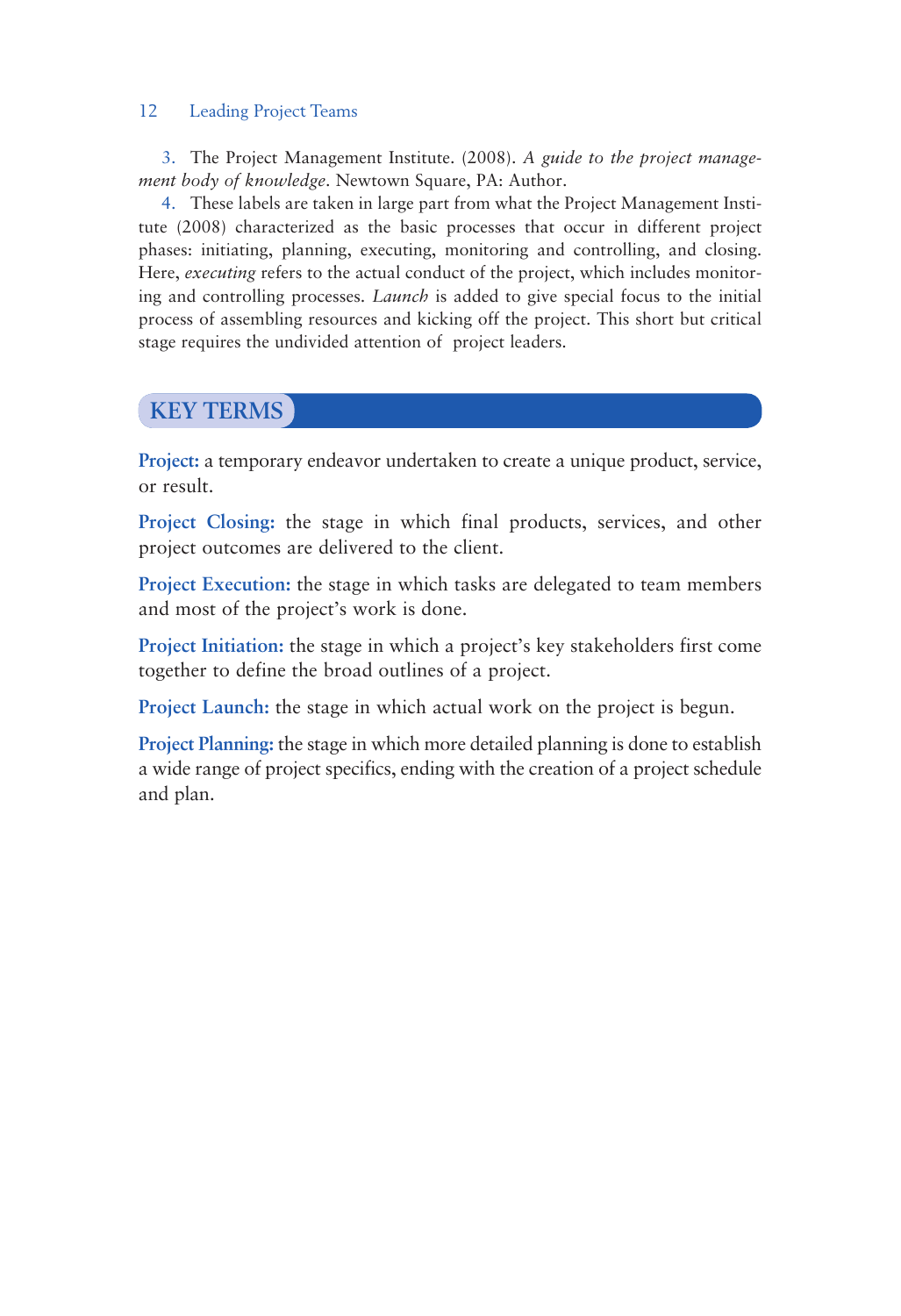3. The Project Management Institute. (2008). *A guide to the project management body of knowledge*. Newtown Square, PA: Author.

4. These labels are taken in large part from what the Project Management Institute (2008) characterized as the basic processes that occur in different project phases: initiating, planning, executing, monitoring and controlling, and closing. Here, *executing* refers to the actual conduct of the project, which includes monitoring and controlling processes. *Launch* is added to give special focus to the initial process of assembling resources and kicking off the project. This short but critical stage requires the undivided attention of project leaders.

## KEY TERMS

**Project:** a temporary endeavor undertaken to create a unique product, service, or result.

**Project Closing:** the stage in which final products, services, and other project outcomes are delivered to the client.

**Project Execution:** the stage in which tasks are delegated to team members and most of the project's work is done.

**Project Initiation:** the stage in which a project's key stakeholders first come together to define the broad outlines of a project.

**Project Launch:** the stage in which actual work on the project is begun.

**Project Planning:** the stage in which more detailed planning is done to establish a wide range of project specifics, ending with the creation of a project schedule and plan.